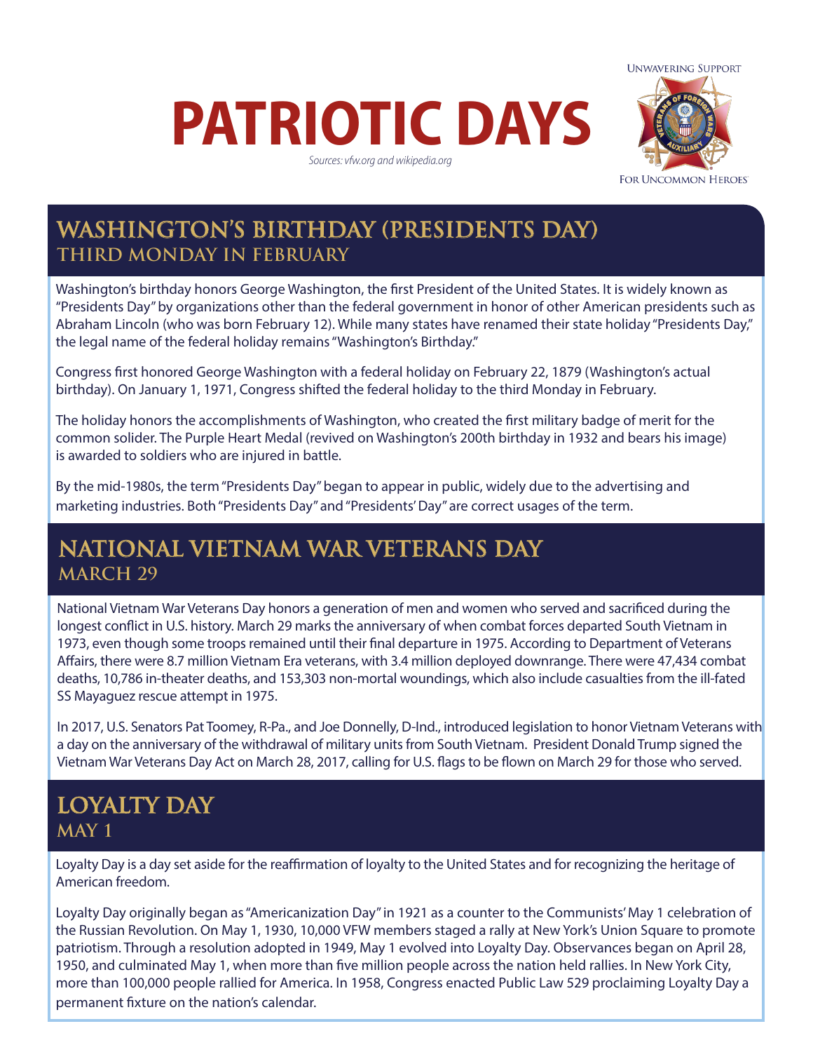# PATRIOTIC DAYS

*Sources: vfw.org and wikipedia.org*

UNWAVERING SUPPORT

FOR UNCOMMON HEROES

## WASHINGTON'S BIRTHDAY (PRESIDENTS DAY)
### THIRD MONDAY IN FEBRUARY

Washington's birthday honors George Washington, the first President of the United States. It is widely known as "Presidents Day" by organizations other than the federal government in honor of other American presidents such as Abraham Lincoln (who was born February 12). While many states have renamed their state holiday "Presidents Day," the legal name of the federal holiday remains "Washington's Birthday."

Congress first honored George Washington with a federal holiday on February 22, 1879 (Washington's actual birthday). On January 1, 1971, Congress shifted the federal holiday to the third Monday in February.

The holiday honors the accomplishments of Washington, who created the first military badge of merit for the common solider. The Purple Heart Medal (revived on Washington's 200th birthday in 1932 and bears his image) is awarded to soldiers who are injured in battle.

By the mid-1980s, the term "Presidents Day" began to appear in public, widely due to the advertising and marketing industries. Both "Presidents Day" and "Presidents' Day" are correct usages of the term.

## NATIONAL VIETNAM WAR VETERANS DAY
### MARCH 29

National Vietnam War Veterans Day honors a generation of men and women who served and sacrificed during the longest conflict in U.S. history. March 29 marks the anniversary of when combat forces departed South Vietnam in 1973, even though some troops remained until their final departure in 1975. According to Department of Veterans Affairs, there were 8.7 million Vietnam Era veterans, with 3.4 million deployed downrange. There were 47,434 combat deaths, 10,786 in-theater deaths, and 153,303 non-mortal woundings, which also include casualties from the ill-fated SS Mayaguez rescue attempt in 1975.

In 2017, U.S. Senators Pat Toomey, R-Pa., and Joe Donnelly, D-Ind., introduced legislation to honor Vietnam Veterans with a day on the anniversary of the withdrawal of military units from South Vietnam. President Donald Trump signed the Vietnam War Veterans Day Act on March 28, 2017, calling for U.S. flags to be flown on March 29 for those who served.

## LOYALTY DAY
### MAY 1

Loyalty Day is a day set aside for the reaffirmation of loyalty to the United States and for recognizing the heritage of American freedom.

Loyalty Day originally began as "Americanization Day" in 1921 as a counter to the Communists' May 1 celebration of the Russian Revolution. On May 1, 1930, 10,000 VFW members staged a rally at New York's Union Square to promote patriotism. Through a resolution adopted in 1949, May 1 evolved into Loyalty Day. Observances began on April 28, 1950, and culminated May 1, when more than five million people across the nation held rallies. In New York City, more than 100,000 people rallied for America. In 1958, Congress enacted Public Law 529 proclaiming Loyalty Day a permanent fixture on the nation's calendar.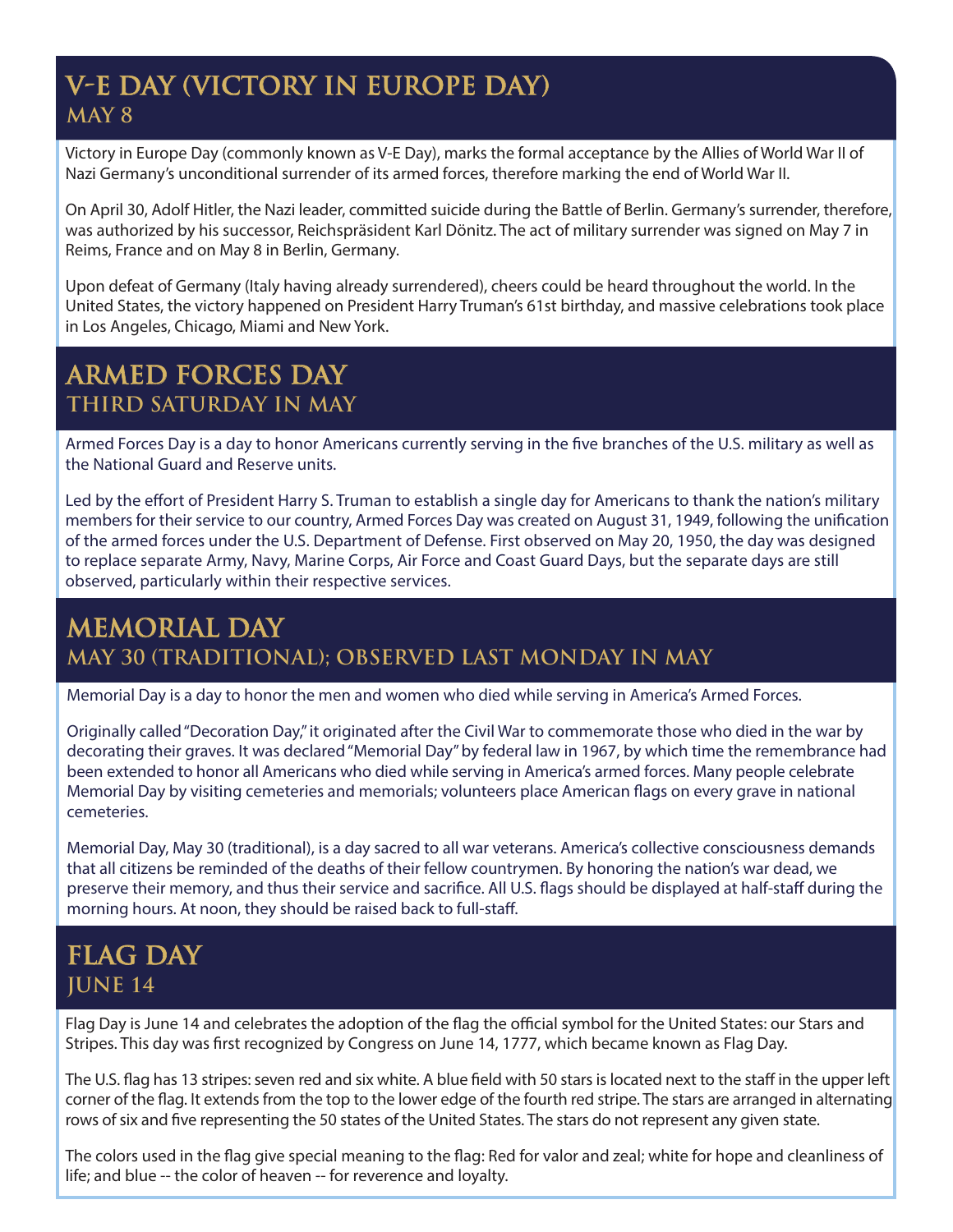## V-E DAY (VICTORY IN EUROPE DAY)
### MAY 8

Victory in Europe Day (commonly known as V-E Day), marks the formal acceptance by the Allies of World War II of Nazi Germany's unconditional surrender of its armed forces, therefore marking the end of World War II.

On April 30, Adolf Hitler, the Nazi leader, committed suicide during the Battle of Berlin. Germany's surrender, therefore, was authorized by his successor, Reichspräsident Karl Dönitz. The act of military surrender was signed on May 7 in Reims, France and on May 8 in Berlin, Germany.

Upon defeat of Germany (Italy having already surrendered), cheers could be heard throughout the world. In the United States, the victory happened on President Harry Truman's 61st birthday, and massive celebrations took place in Los Angeles, Chicago, Miami and New York.

## ARMED FORCES DAY
### THIRD SATURDAY IN MAY

Armed Forces Day is a day to honor Americans currently serving in the five branches of the U.S. military as well as the National Guard and Reserve units.

Led by the effort of President Harry S. Truman to establish a single day for Americans to thank the nation's military members for their service to our country, Armed Forces Day was created on August 31, 1949, following the unification of the armed forces under the U.S. Department of Defense. First observed on May 20, 1950, the day was designed to replace separate Army, Navy, Marine Corps, Air Force and Coast Guard Days, but the separate days are still observed, particularly within their respective services.

## MEMORIAL DAY
### MAY 30 (TRADITIONAL); OBSERVED LAST MONDAY IN MAY

Memorial Day is a day to honor the men and women who died while serving in America's Armed Forces.

Originally called "Decoration Day," it originated after the Civil War to commemorate those who died in the war by decorating their graves. It was declared "Memorial Day" by federal law in 1967, by which time the remembrance had been extended to honor all Americans who died while serving in America's armed forces. Many people celebrate Memorial Day by visiting cemeteries and memorials; volunteers place American flags on every grave in national cemeteries.

Memorial Day, May 30 (traditional), is a day sacred to all war veterans. America's collective consciousness demands that all citizens be reminded of the deaths of their fellow countrymen. By honoring the nation's war dead, we preserve their memory, and thus their service and sacrifice. All U.S. flags should be displayed at half-staff during the morning hours. At noon, they should be raised back to full-staff.

## FLAG DAY
### JUNE 14

Flag Day is June 14 and celebrates the adoption of the flag the official symbol for the United States: our Stars and Stripes. This day was first recognized by Congress on June 14, 1777, which became known as Flag Day.

The U.S. flag has 13 stripes: seven red and six white. A blue field with 50 stars is located next to the staff in the upper left corner of the flag. It extends from the top to the lower edge of the fourth red stripe. The stars are arranged in alternating rows of six and five representing the 50 states of the United States. The stars do not represent any given state.

The colors used in the flag give special meaning to the flag: Red for valor and zeal; white for hope and cleanliness of life; and blue -- the color of heaven -- for reverence and loyalty.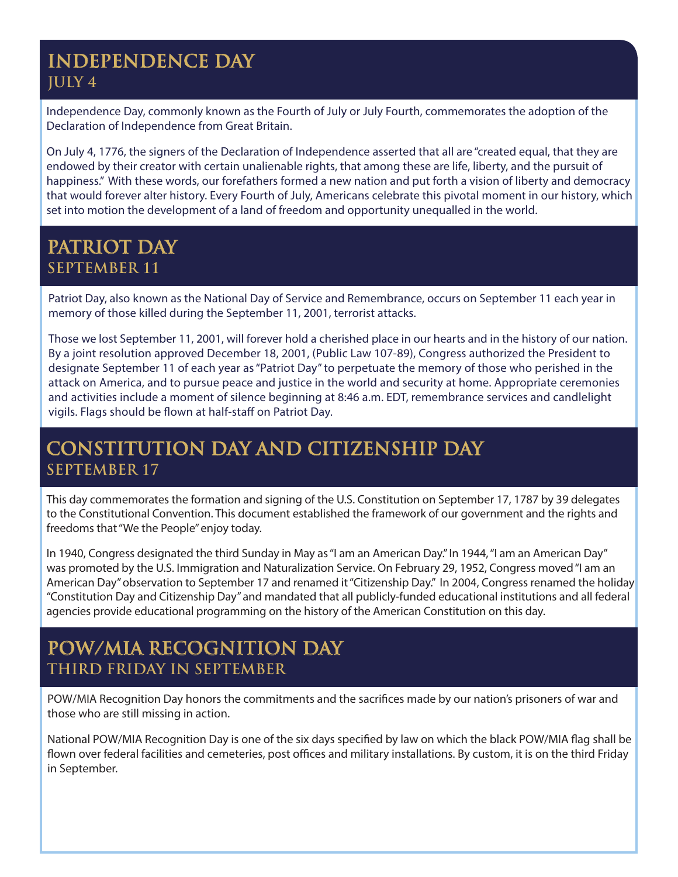## INDEPENDENCE DAY
### JULY 4

Independence Day, commonly known as the Fourth of July or July Fourth, commemorates the adoption of the Declaration of Independence from Great Britain.

On July 4, 1776, the signers of the Declaration of Independence asserted that all are "created equal, that they are endowed by their creator with certain unalienable rights, that among these are life, liberty, and the pursuit of happiness." With these words, our forefathers formed a new nation and put forth a vision of liberty and democracy that would forever alter history. Every Fourth of July, Americans celebrate this pivotal moment in our history, which set into motion the development of a land of freedom and opportunity unequalled in the world.

## PATRIOT DAY
### SEPTEMBER 11

Patriot Day, also known as the National Day of Service and Remembrance, occurs on September 11 each year in memory of those killed during the September 11, 2001, terrorist attacks.

Those we lost September 11, 2001, will forever hold a cherished place in our hearts and in the history of our nation. By a joint resolution approved December 18, 2001, (Public Law 107-89), Congress authorized the President to designate September 11 of each year as "Patriot Day" to perpetuate the memory of those who perished in the attack on America, and to pursue peace and justice in the world and security at home. Appropriate ceremonies and activities include a moment of silence beginning at 8:46 a.m. EDT, remembrance services and candlelight vigils. Flags should be flown at half-staff on Patriot Day.

## CONSTITUTION DAY AND CITIZENSHIP DAY
### SEPTEMBER 17

This day commemorates the formation and signing of the U.S. Constitution on September 17, 1787 by 39 delegates to the Constitutional Convention. This document established the framework of our government and the rights and freedoms that "We the People" enjoy today.

In 1940, Congress designated the third Sunday in May as "I am an American Day." In 1944, "I am an American Day" was promoted by the U.S. Immigration and Naturalization Service. On February 29, 1952, Congress moved "I am an American Day" observation to September 17 and renamed it "Citizenship Day." In 2004, Congress renamed the holiday "Constitution Day and Citizenship Day" and mandated that all publicly-funded educational institutions and all federal agencies provide educational programming on the history of the American Constitution on this day.

## POW/MIA RECOGNITION DAY
### THIRD FRIDAY IN SEPTEMBER

POW/MIA Recognition Day honors the commitments and the sacrifices made by our nation's prisoners of war and those who are still missing in action.

National POW/MIA Recognition Day is one of the six days specified by law on which the black POW/MIA flag shall be flown over federal facilities and cemeteries, post offices and military installations. By custom, it is on the third Friday in September.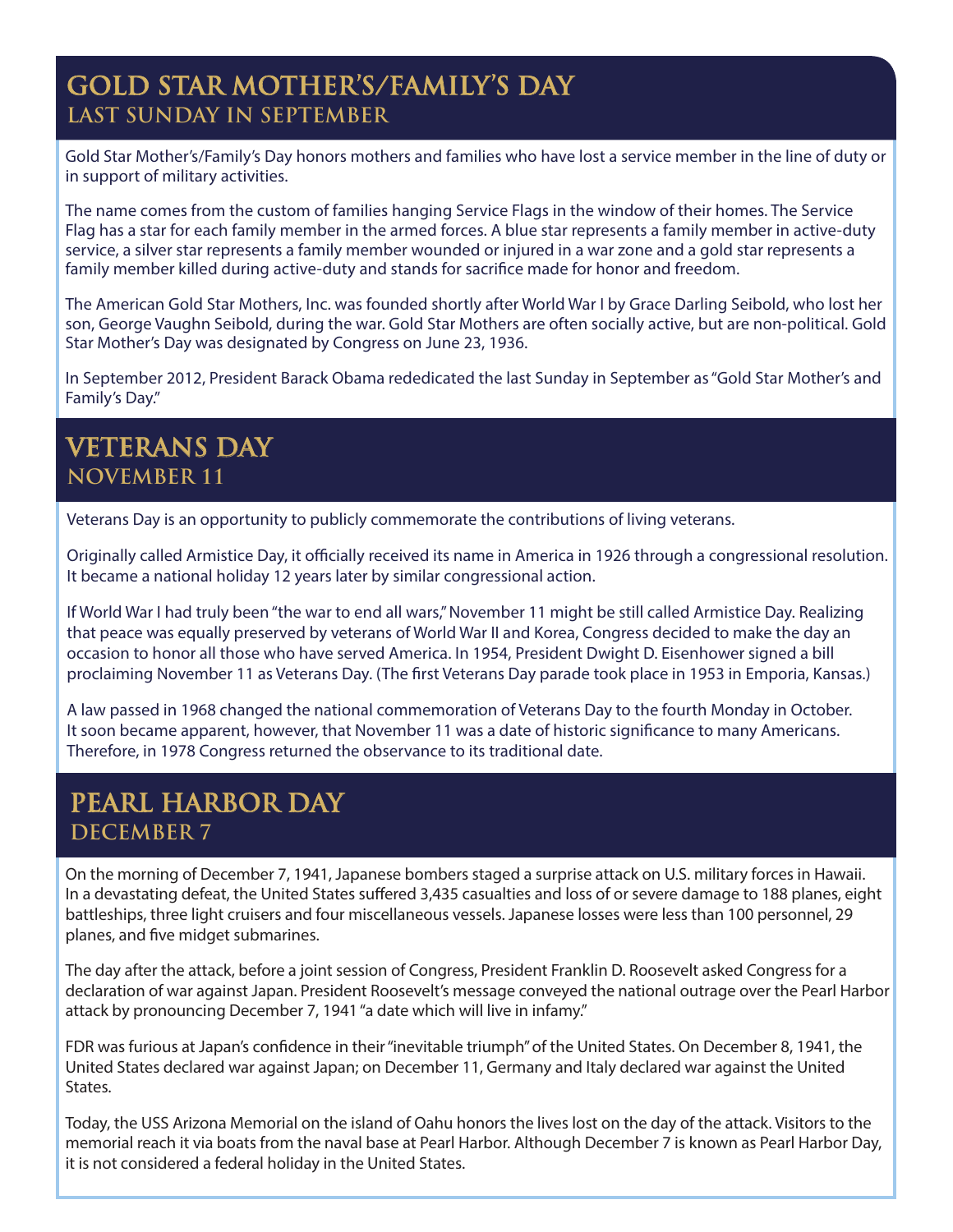## GOLD STAR MOTHER'S/FAMILY'S DAY
### LAST SUNDAY IN SEPTEMBER

Gold Star Mother's/Family's Day honors mothers and families who have lost a service member in the line of duty or in support of military activities.

The name comes from the custom of families hanging Service Flags in the window of their homes. The Service Flag has a star for each family member in the armed forces. A blue star represents a family member in active-duty service, a silver star represents a family member wounded or injured in a war zone and a gold star represents a family member killed during active-duty and stands for sacrifice made for honor and freedom.

The American Gold Star Mothers, Inc. was founded shortly after World War I by Grace Darling Seibold, who lost her son, George Vaughn Seibold, during the war. Gold Star Mothers are often socially active, but are non-political. Gold Star Mother's Day was designated by Congress on June 23, 1936.

In September 2012, President Barack Obama rededicated the last Sunday in September as "Gold Star Mother's and Family's Day."

## VETERANS DAY
### NOVEMBER 11

Veterans Day is an opportunity to publicly commemorate the contributions of living veterans.

Originally called Armistice Day, it officially received its name in America in 1926 through a congressional resolution. It became a national holiday 12 years later by similar congressional action.

If World War I had truly been "the war to end all wars," November 11 might be still called Armistice Day. Realizing that peace was equally preserved by veterans of World War II and Korea, Congress decided to make the day an occasion to honor all those who have served America. In 1954, President Dwight D. Eisenhower signed a bill proclaiming November 11 as Veterans Day. (The first Veterans Day parade took place in 1953 in Emporia, Kansas.)

A law passed in 1968 changed the national commemoration of Veterans Day to the fourth Monday in October. It soon became apparent, however, that November 11 was a date of historic significance to many Americans. Therefore, in 1978 Congress returned the observance to its traditional date.

## PEARL HARBOR DAY
### DECEMBER 7

On the morning of December 7, 1941, Japanese bombers staged a surprise attack on U.S. military forces in Hawaii. In a devastating defeat, the United States suffered 3,435 casualties and loss of or severe damage to 188 planes, eight battleships, three light cruisers and four miscellaneous vessels. Japanese losses were less than 100 personnel, 29 planes, and five midget submarines.

The day after the attack, before a joint session of Congress, President Franklin D. Roosevelt asked Congress for a declaration of war against Japan. President Roosevelt's message conveyed the national outrage over the Pearl Harbor attack by pronouncing December 7, 1941 "a date which will live in infamy."

FDR was furious at Japan's confidence in their "inevitable triumph" of the United States. On December 8, 1941, the United States declared war against Japan; on December 11, Germany and Italy declared war against the United States.

Today, the USS Arizona Memorial on the island of Oahu honors the lives lost on the day of the attack. Visitors to the memorial reach it via boats from the naval base at Pearl Harbor. Although December 7 is known as Pearl Harbor Day, it is not considered a federal holiday in the United States.